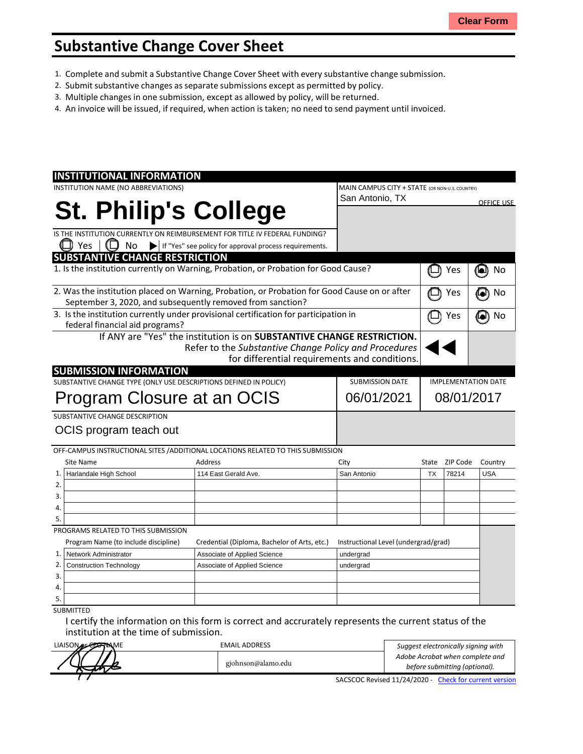# Substantive Change Cover Sheet

1. Complete and submit a Substantive Change Cover Sheet with every substantive change submission.
2. Submit substantive changes as separate submissions except as permitted by policy.
3. Multiple changes in one submission, except as allowed by policy, will be returned.
4. An invoice will be issued, if required, when action is taken; no need to send payment until invoiced.

## INSTITUTIONAL INFORMATION

INSTITUTION NAME (NO ABBREVIATIONS)

**St. Philip's College**

MAIN CAMPUS CITY + STATE (OR NON-U.S. COUNTRY)

San Antonio, TX

OFFICE USE

IS THE INSTITUTION CURRENTLY ON REIMBURSEMENT FOR TITLE IV FEDERAL FUNDING?

☐ Yes | ☐ No ▶ If "Yes" see policy for approval process requirements.

## SUBSTANTIVE CHANGE RESTRICTION

| | Yes | No |
|---|---|---|
| 1. Is the institution currently on Warning, Probation, or Probation for Good Cause? | ☐ | ● |
| 2. Was the institution placed on Warning, Probation, or Probation for Good Cause on or after September 3, 2020, and subsequently removed from sanction? | ☐ | ● |
| 3. Is the institution currently under provisional certification for participation in federal financial aid programs? | ☐ | ● |

If ANY are "Yes" the institution is on **SUBSTANTIVE CHANGE RESTRICTION.** Refer to the *Substantive Change Policy and Procedures* for differential requirements and conditions.

## SUBMISSION INFORMATION

| SUBSTANTIVE CHANGE TYPE (ONLY USE DESCRIPTIONS DEFINED IN POLICY) | SUBMISSION DATE | IMPLEMENTATION DATE |
|---|---|---|
| Program Closure at an OCIS | 06/01/2021 | 08/01/2017 |

SUBSTANTIVE CHANGE DESCRIPTION

OCIS program teach out

OFF-CAMPUS INSTRUCTIONAL SITES /ADDITIONAL LOCATIONS RELATED TO THIS SUBMISSION

| | Site Name | Address | City | State | ZIP Code | Country |
|---|---|---|---|---|---|---|
| 1. | Harlandale High School | 114 East Gerald Ave. | San Antonio | TX | 78214 | USA |
| 2. | | | | | | |
| 3. | | | | | | |
| 4. | | | | | | |
| 5. | | | | | | |

PROGRAMS RELATED TO THIS SUBMISSION

| | Program Name (to include discipline) | Credential (Diploma, Bachelor of Arts, etc.) | Instructional Level (undergrad/grad) |
|---|---|---|---|
| 1. | Network Administrator | Associate of Applied Science | undergrad |
| 2. | Construction Technology | Associate of Applied Science | undergrad |
| 3. | | | |
| 4. | | | |
| 5. | | | |

SUBMITTED

I certify the information on this form is correct and accrurately represents the current status of the institution at the time of submission.

| LIAISON or CEO NAME | EMAIL ADDRESS | |
|---|---|---|
| [signature] | gjohnson@alamo.edu | *Suggest electronically signing with Adobe Acrobat when complete and before submitting (optional).* |

SACSCOC Revised 11/24/2020 - Check for current version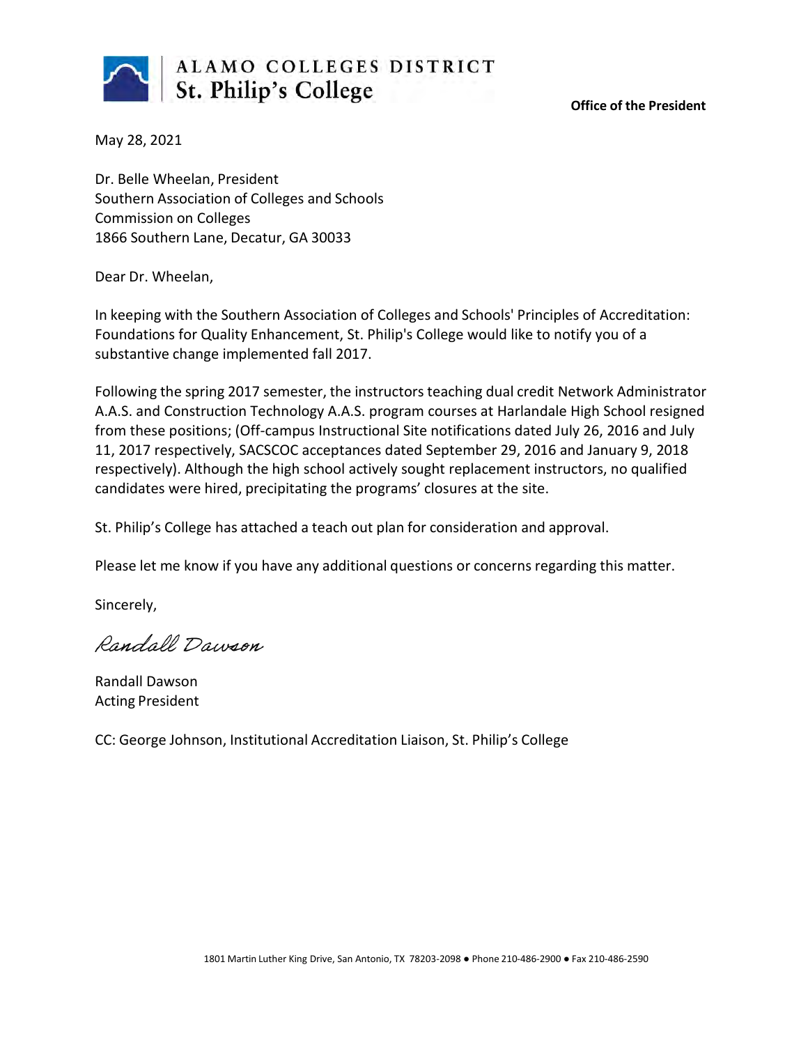ALAMO COLLEGES DISTRICT
St. Philip's College

**Office of the President**

May 28, 2021

Dr. Belle Wheelan, President
Southern Association of Colleges and Schools
Commission on Colleges
1866 Southern Lane, Decatur, GA 30033

Dear Dr. Wheelan,

In keeping with the Southern Association of Colleges and Schools' Principles of Accreditation: Foundations for Quality Enhancement, St. Philip's College would like to notify you of a substantive change implemented fall 2017.

Following the spring 2017 semester, the instructors teaching dual credit Network Administrator A.A.S. and Construction Technology A.A.S. program courses at Harlandale High School resigned from these positions; (Off-campus Instructional Site notifications dated July 26, 2016 and July 11, 2017 respectively, SACSCOC acceptances dated September 29, 2016 and January 9, 2018 respectively). Although the high school actively sought replacement instructors, no qualified candidates were hired, precipitating the programs' closures at the site.

St. Philip's College has attached a teach out plan for consideration and approval.

Please let me know if you have any additional questions or concerns regarding this matter.

Sincerely,

*Randall Dawson*

Randall Dawson
Acting President

CC: George Johnson, Institutional Accreditation Liaison, St. Philip's College

1801 Martin Luther King Drive, San Antonio, TX 78203-2098 ● Phone 210-486-2900 ● Fax 210-486-2590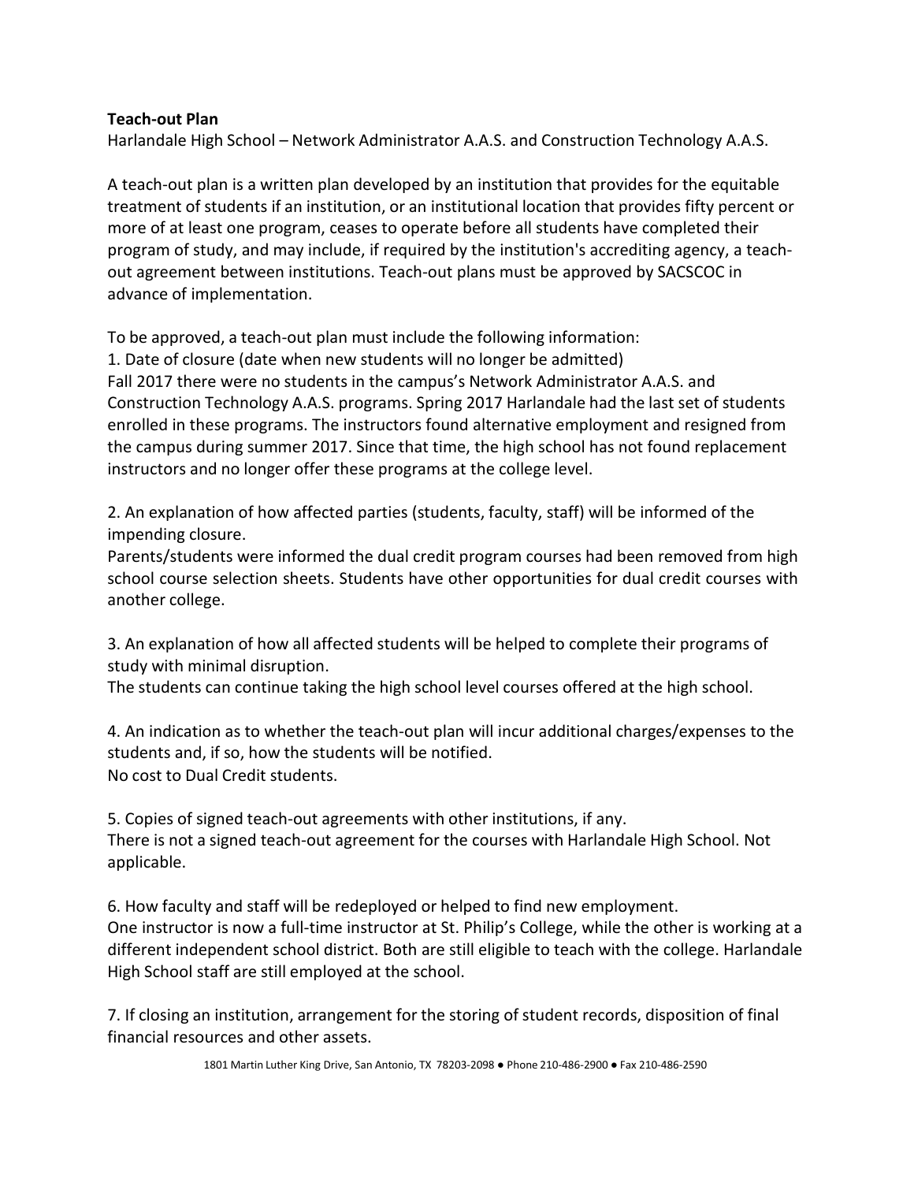**Teach-out Plan**

Harlandale High School – Network Administrator A.A.S. and Construction Technology A.A.S.

A teach-out plan is a written plan developed by an institution that provides for the equitable treatment of students if an institution, or an institutional location that provides fifty percent or more of at least one program, ceases to operate before all students have completed their program of study, and may include, if required by the institution's accrediting agency, a teach-out agreement between institutions. Teach-out plans must be approved by SACSCOC in advance of implementation.

To be approved, a teach-out plan must include the following information:

1. Date of closure (date when new students will no longer be admitted)

Fall 2017 there were no students in the campus's Network Administrator A.A.S. and Construction Technology A.A.S. programs. Spring 2017 Harlandale had the last set of students enrolled in these programs. The instructors found alternative employment and resigned from the campus during summer 2017. Since that time, the high school has not found replacement instructors and no longer offer these programs at the college level.

2. An explanation of how affected parties (students, faculty, staff) will be informed of the impending closure.

Parents/students were informed the dual credit program courses had been removed from high school course selection sheets. Students have other opportunities for dual credit courses with another college.

3. An explanation of how all affected students will be helped to complete their programs of study with minimal disruption.

The students can continue taking the high school level courses offered at the high school.

4. An indication as to whether the teach-out plan will incur additional charges/expenses to the students and, if so, how the students will be notified.

No cost to Dual Credit students.

5. Copies of signed teach-out agreements with other institutions, if any.

There is not a signed teach-out agreement for the courses with Harlandale High School. Not applicable.

6. How faculty and staff will be redeployed or helped to find new employment.

One instructor is now a full-time instructor at St. Philip's College, while the other is working at a different independent school district. Both are still eligible to teach with the college. Harlandale High School staff are still employed at the school.

7. If closing an institution, arrangement for the storing of student records, disposition of final financial resources and other assets.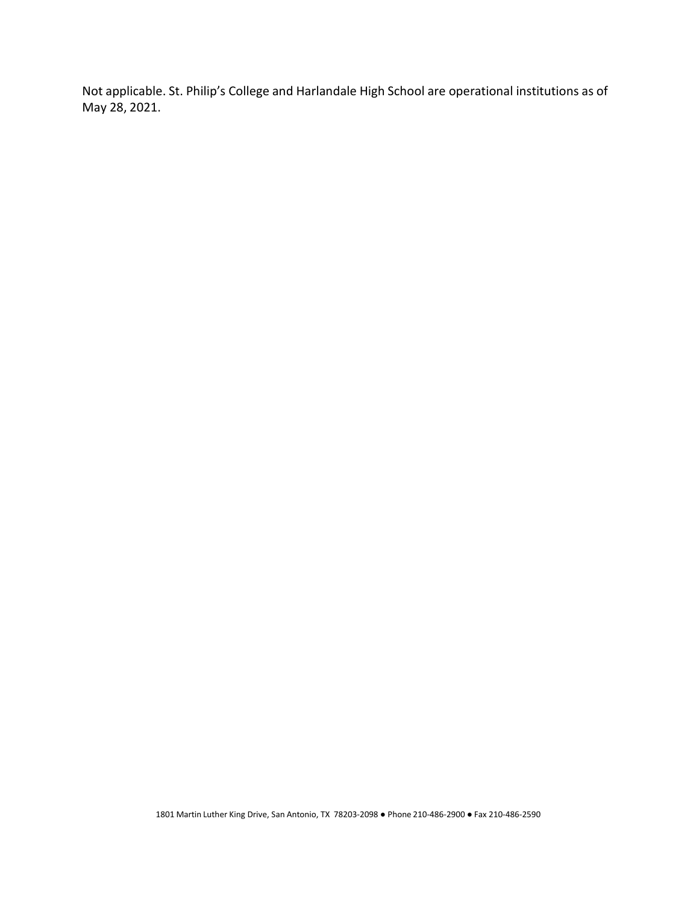Not applicable. St. Philip's College and Harlandale High School are operational institutions as of May 28, 2021.